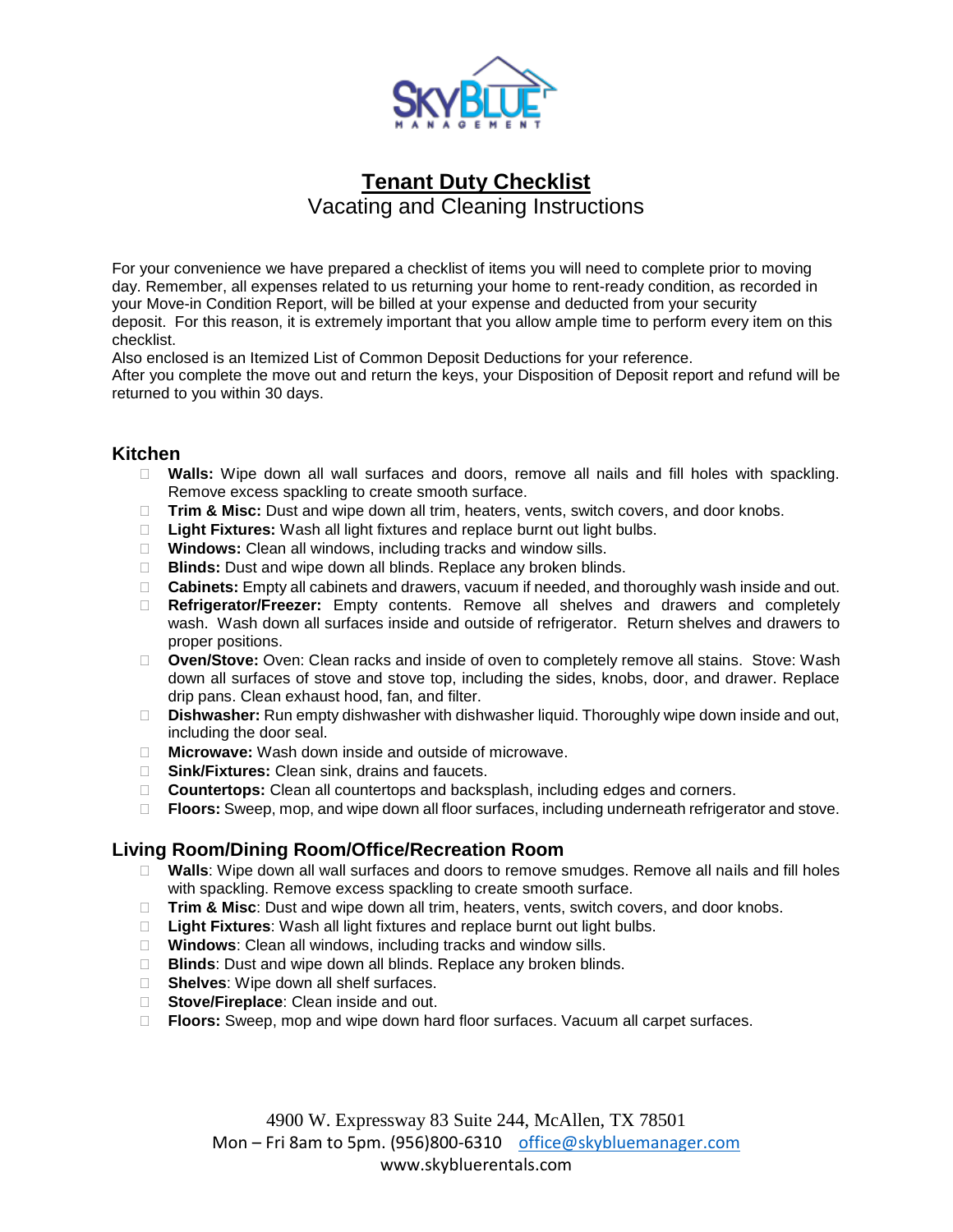# Tenant Duty Checklist

## Vacating and Cleaning Instructions

For your convenience we have prepared a checklist of items you will need to complete prior to moving day. Remember, all expenses related to us returning your home to rent-ready condition, as recorded in your Move-in Condition Report, will be billed at your expense and deducted from your security deposit. For this reason, it is extremely important that you allow ample time to perform every item on this checklist.

Also enclosed is an Itemized List of Common Deposit Deductions for your reference.

After you complete the move out and return the keys, your Disposition of Deposit report and refund will be returned to you within 30 days.

### Kitchen

- ☐ **Walls:** Wipe down all wall surfaces and doors, remove all nails and fill holes with spackling. Remove excess spackling to create smooth surface.
- ☐ **Trim & Misc:** Dust and wipe down all trim, heaters, vents, switch covers, and door knobs.
- ☐ **Light Fixtures:** Wash all light fixtures and replace burnt out light bulbs.
- ☐ **Windows:** Clean all windows, including tracks and window sills.
- ☐ **Blinds:** Dust and wipe down all blinds. Replace any broken blinds.
- ☐ **Cabinets:** Empty all cabinets and drawers, vacuum if needed, and thoroughly wash inside and out.
- ☐ **Refrigerator/Freezer:** Empty contents. Remove all shelves and drawers and completely wash. Wash down all surfaces inside and outside of refrigerator. Return shelves and drawers to proper positions.
- ☐ **Oven/Stove:** Oven: Clean racks and inside of oven to completely remove all stains. Stove: Wash down all surfaces of stove and stove top, including the sides, knobs, door, and drawer. Replace drip pans. Clean exhaust hood, fan, and filter.
- ☐ **Dishwasher:** Run empty dishwasher with dishwasher liquid. Thoroughly wipe down inside and out, including the door seal.
- ☐ **Microwave:** Wash down inside and outside of microwave.
- ☐ **Sink/Fixtures:** Clean sink, drains and faucets.
- ☐ **Countertops:** Clean all countertops and backsplash, including edges and corners.
- ☐ **Floors:** Sweep, mop, and wipe down all floor surfaces, including underneath refrigerator and stove.

### Living Room/Dining Room/Office/Recreation Room

- ☐ **Walls**: Wipe down all wall surfaces and doors to remove smudges. Remove all nails and fill holes with spackling. Remove excess spackling to create smooth surface.
- ☐ **Trim & Misc**: Dust and wipe down all trim, heaters, vents, switch covers, and door knobs.
- ☐ **Light Fixtures**: Wash all light fixtures and replace burnt out light bulbs.
- ☐ **Windows**: Clean all windows, including tracks and window sills.
- ☐ **Blinds**: Dust and wipe down all blinds. Replace any broken blinds.
- ☐ **Shelves**: Wipe down all shelf surfaces.
- ☐ **Stove/Fireplace**: Clean inside and out.
- ☐ **Floors:** Sweep, mop and wipe down hard floor surfaces. Vacuum all carpet surfaces.

4900 W. Expressway 83 Suite 244, McAllen, TX 78501
Mon – Fri 8am to 5pm. (956)800-6310 office@skybluemanager.com
www.skybluerentals.com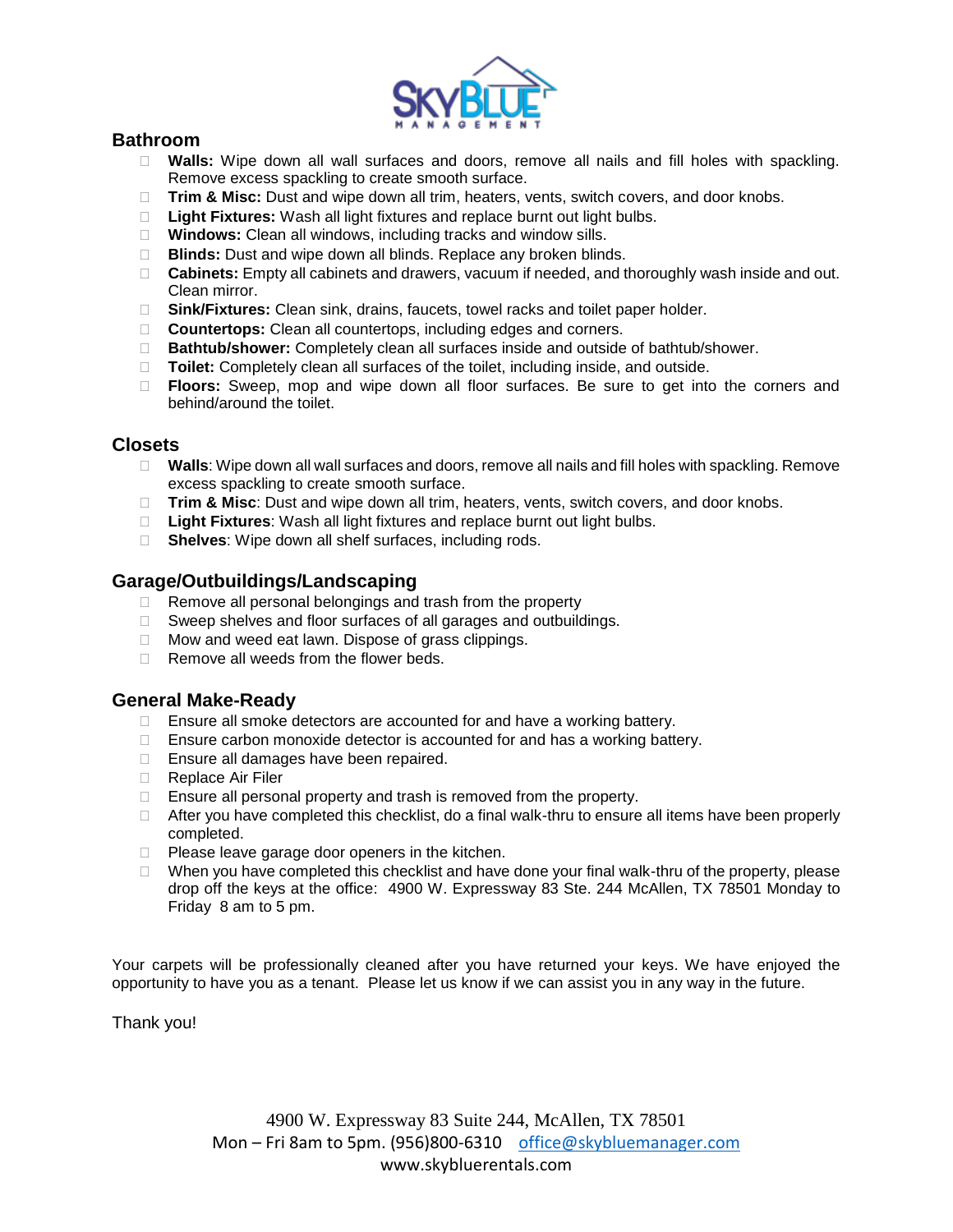## Bathroom

- **Walls:** Wipe down all wall surfaces and doors, remove all nails and fill holes with spackling. Remove excess spackling to create smooth surface.
- **Trim & Misc:** Dust and wipe down all trim, heaters, vents, switch covers, and door knobs.
- **Light Fixtures:** Wash all light fixtures and replace burnt out light bulbs.
- **Windows:** Clean all windows, including tracks and window sills.
- **Blinds:** Dust and wipe down all blinds. Replace any broken blinds.
- **Cabinets:** Empty all cabinets and drawers, vacuum if needed, and thoroughly wash inside and out. Clean mirror.
- **Sink/Fixtures:** Clean sink, drains, faucets, towel racks and toilet paper holder.
- **Countertops:** Clean all countertops, including edges and corners.
- **Bathtub/shower:** Completely clean all surfaces inside and outside of bathtub/shower.
- **Toilet:** Completely clean all surfaces of the toilet, including inside, and outside.
- **Floors:** Sweep, mop and wipe down all floor surfaces. Be sure to get into the corners and behind/around the toilet.

## Closets

- **Walls**: Wipe down all wall surfaces and doors, remove all nails and fill holes with spackling. Remove excess spackling to create smooth surface.
- **Trim & Misc**: Dust and wipe down all trim, heaters, vents, switch covers, and door knobs.
- **Light Fixtures**: Wash all light fixtures and replace burnt out light bulbs.
- **Shelves**: Wipe down all shelf surfaces, including rods.

## Garage/Outbuildings/Landscaping

- Remove all personal belongings and trash from the property
- Sweep shelves and floor surfaces of all garages and outbuildings.
- Mow and weed eat lawn. Dispose of grass clippings.
- Remove all weeds from the flower beds.

## General Make-Ready

- Ensure all smoke detectors are accounted for and have a working battery.
- Ensure carbon monoxide detector is accounted for and has a working battery.
- Ensure all damages have been repaired.
- Replace Air Filer
- Ensure all personal property and trash is removed from the property.
- After you have completed this checklist, do a final walk-thru to ensure all items have been properly completed.
- Please leave garage door openers in the kitchen.
- When you have completed this checklist and have done your final walk-thru of the property, please drop off the keys at the office: 4900 W. Expressway 83 Ste. 244 McAllen, TX 78501 Monday to Friday 8 am to 5 pm.

Your carpets will be professionally cleaned after you have returned your keys. We have enjoyed the opportunity to have you as a tenant. Please let us know if we can assist you in any way in the future.

Thank you!

4900 W. Expressway 83 Suite 244, McAllen, TX 78501
Mon – Fri 8am to 5pm. (956)800-6310 office@skybluemanager.com
www.skybluerentals.com